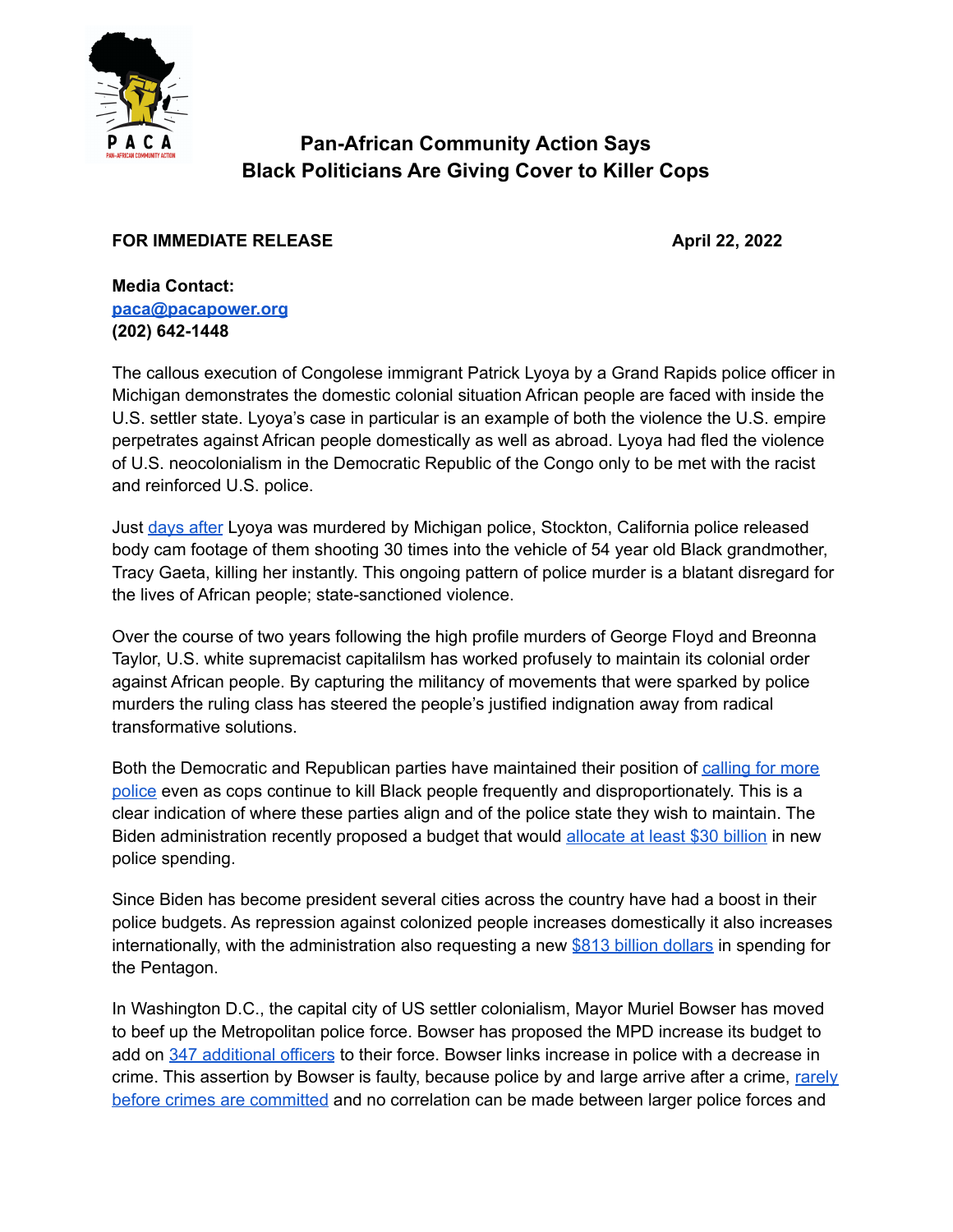# Pan-African Community Action Says Black Politicians Are Giving Cover to Killer Cops

**FOR IMMEDIATE RELEASE** **April 22, 2022**

**Media Contact:**
**paca@pacapower.org**
**(202) 642-1448**

The callous execution of Congolese immigrant Patrick Lyoya by a Grand Rapids police officer in Michigan demonstrates the domestic colonial situation African people are faced with inside the U.S. settler state. Lyoya's case in particular is an example of both the violence the U.S. empire perpetrates against African people domestically as well as abroad. Lyoya had fled the violence of U.S. neocolonialism in the Democratic Republic of the Congo only to be met with the racist and reinforced U.S. police.

Just days after Lyoya was murdered by Michigan police, Stockton, California police released body cam footage of them shooting 30 times into the vehicle of 54 year old Black grandmother, Tracy Gaeta, killing her instantly. This ongoing pattern of police murder is a blatant disregard for the lives of African people; state-sanctioned violence.

Over the course of two years following the high profile murders of George Floyd and Breonna Taylor, U.S. white supremacist capitalilsm has worked profusely to maintain its colonial order against African people. By capturing the militancy of movements that were sparked by police murders the ruling class has steered the people's justified indignation away from radical transformative solutions.

Both the Democratic and Republican parties have maintained their position of calling for more police even as cops continue to kill Black people frequently and disproportionately. This is a clear indication of where these parties align and of the police state they wish to maintain. The Biden administration recently proposed a budget that would allocate at least $30 billion in new police spending.

Since Biden has become president several cities across the country have had a boost in their police budgets. As repression against colonized people increases domestically it also increases internationally, with the administration also requesting a new $813 billion dollars in spending for the Pentagon.

In Washington D.C., the capital city of US settler colonialism, Mayor Muriel Bowser has moved to beef up the Metropolitan police force. Bowser has proposed the MPD increase its budget to add on 347 additional officers to their force. Bowser links increase in police with a decrease in crime. This assertion by Bowser is faulty, because police by and large arrive after a crime, rarely before crimes are committed and no correlation can be made between larger police forces and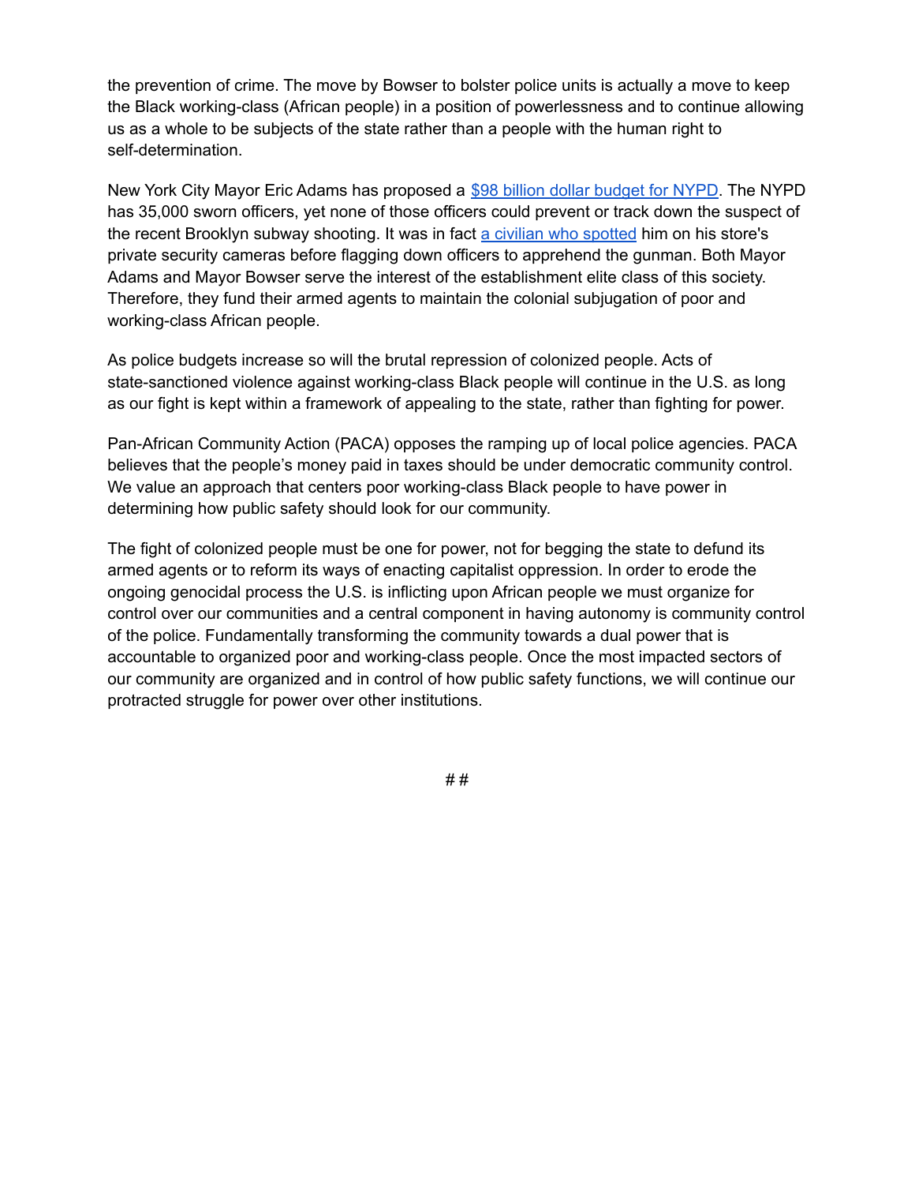the prevention of crime. The move by Bowser to bolster police units is actually a move to keep the Black working-class (African people) in a position of powerlessness and to continue allowing us as a whole to be subjects of the state rather than a people with the human right to self-determination.

New York City Mayor Eric Adams has proposed a [$98 billion dollar budget for NYPD](). The NYPD has 35,000 sworn officers, yet none of those officers could prevent or track down the suspect of the recent Brooklyn subway shooting. It was in fact [a civilian who spotted]() him on his store's private security cameras before flagging down officers to apprehend the gunman. Both Mayor Adams and Mayor Bowser serve the interest of the establishment elite class of this society. Therefore, they fund their armed agents to maintain the colonial subjugation of poor and working-class African people.

As police budgets increase so will the brutal repression of colonized people. Acts of state-sanctioned violence against working-class Black people will continue in the U.S. as long as our fight is kept within a framework of appealing to the state, rather than fighting for power.

Pan-African Community Action (PACA) opposes the ramping up of local police agencies. PACA believes that the people's money paid in taxes should be under democratic community control. We value an approach that centers poor working-class Black people to have power in determining how public safety should look for our community.

The fight of colonized people must be one for power, not for begging the state to defund its armed agents or to reform its ways of enacting capitalist oppression. In order to erode the ongoing genocidal process the U.S. is inflicting upon African people we must organize for control over our communities and a central component in having autonomy is community control of the police. Fundamentally transforming the community towards a dual power that is accountable to organized poor and working-class people. Once the most impacted sectors of our community are organized and in control of how public safety functions, we will continue our protracted struggle for power over other institutions.

# #